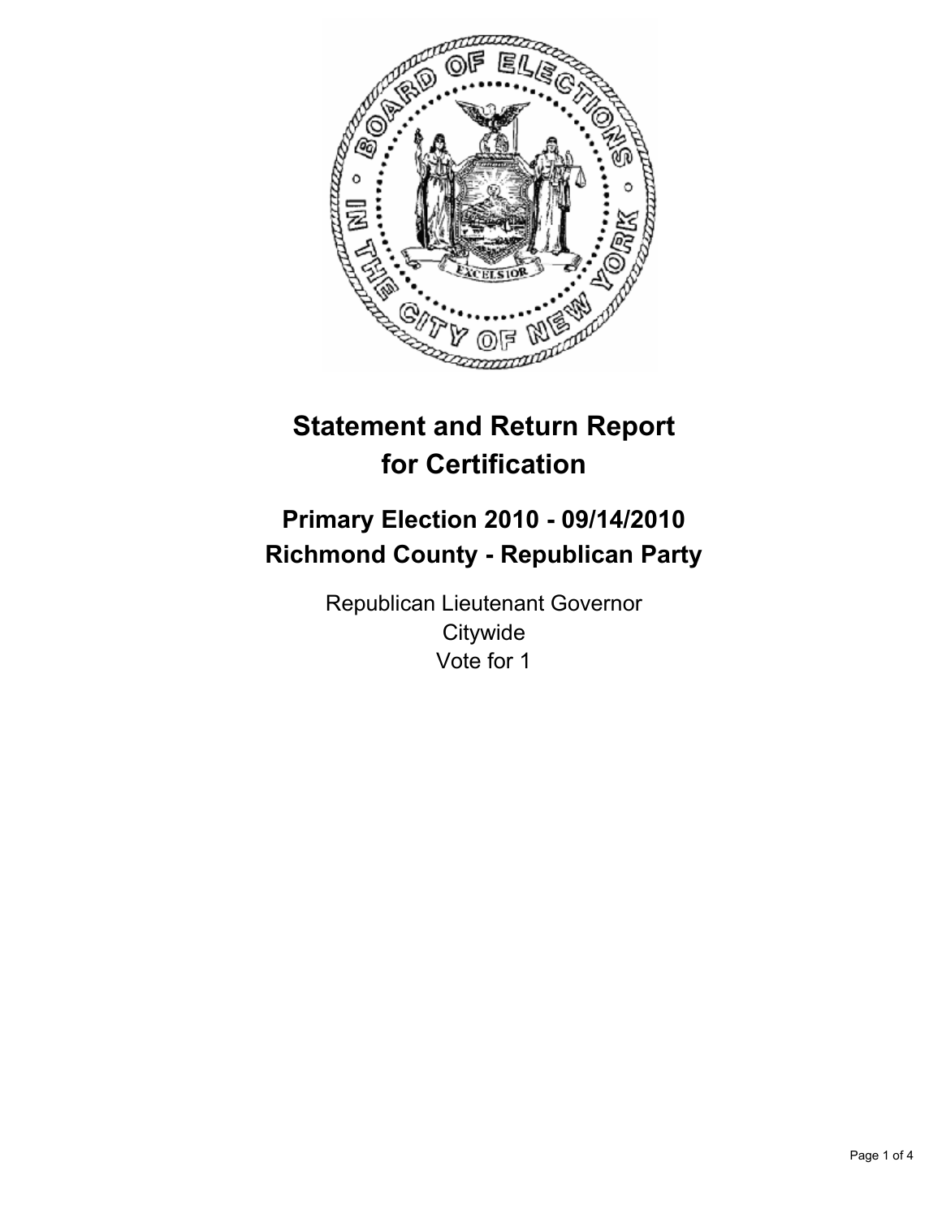# Statement and Return Report for Certification

## Primary Election 2010 - 09/14/2010
## Richmond County - Republican Party

Republican Lieutenant Governor
Citywide
Vote for 1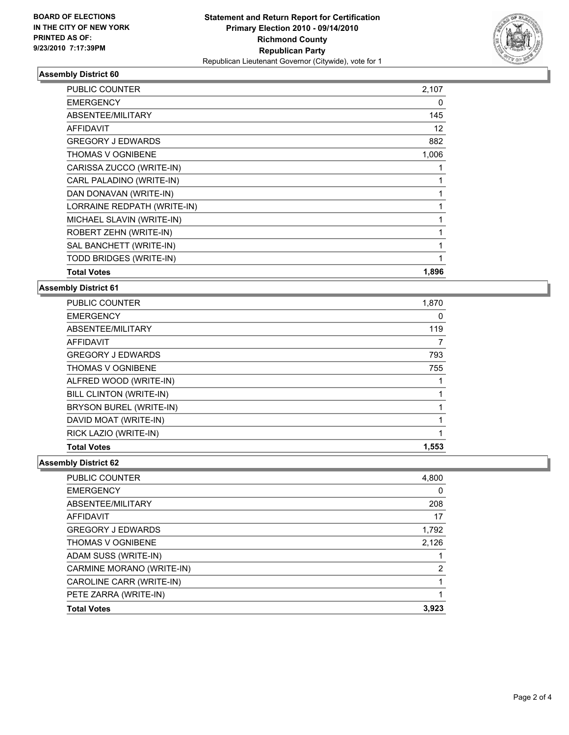BOARD OF ELECTIONS
IN THE CITY OF NEW YORK
PRINTED AS OF:
9/23/2010 7:17:39PM

**Statement and Return Report for Certification**
**Primary Election 2010 - 09/14/2010**
**Richmond County**
**Republican Party**
Republican Lieutenant Governor (Citywide), vote for 1

### Assembly District 60

| | |
|---|---|
| PUBLIC COUNTER | 2,107 |
| EMERGENCY | 0 |
| ABSENTEE/MILITARY | 145 |
| AFFIDAVIT | 12 |
| GREGORY J EDWARDS | 882 |
| THOMAS V OGNIBENE | 1,006 |
| CARISSA ZUCCO (WRITE-IN) | 1 |
| CARL PALADINO (WRITE-IN) | 1 |
| DAN DONAVAN (WRITE-IN) | 1 |
| LORRAINE REDPATH (WRITE-IN) | 1 |
| MICHAEL SLAVIN (WRITE-IN) | 1 |
| ROBERT ZEHN (WRITE-IN) | 1 |
| SAL BANCHETT (WRITE-IN) | 1 |
| TODD BRIDGES (WRITE-IN) | 1 |
| **Total Votes** | **1,896** |

### Assembly District 61

| | |
|---|---|
| PUBLIC COUNTER | 1,870 |
| EMERGENCY | 0 |
| ABSENTEE/MILITARY | 119 |
| AFFIDAVIT | 7 |
| GREGORY J EDWARDS | 793 |
| THOMAS V OGNIBENE | 755 |
| ALFRED WOOD (WRITE-IN) | 1 |
| BILL CLINTON (WRITE-IN) | 1 |
| BRYSON BUREL (WRITE-IN) | 1 |
| DAVID MOAT (WRITE-IN) | 1 |
| RICK LAZIO (WRITE-IN) | 1 |
| **Total Votes** | **1,553** |

### Assembly District 62

| | |
|---|---|
| PUBLIC COUNTER | 4,800 |
| EMERGENCY | 0 |
| ABSENTEE/MILITARY | 208 |
| AFFIDAVIT | 17 |
| GREGORY J EDWARDS | 1,792 |
| THOMAS V OGNIBENE | 2,126 |
| ADAM SUSS (WRITE-IN) | 1 |
| CARMINE MORANO (WRITE-IN) | 2 |
| CAROLINE CARR (WRITE-IN) | 1 |
| PETE ZARRA (WRITE-IN) | 1 |
| **Total Votes** | **3,923** |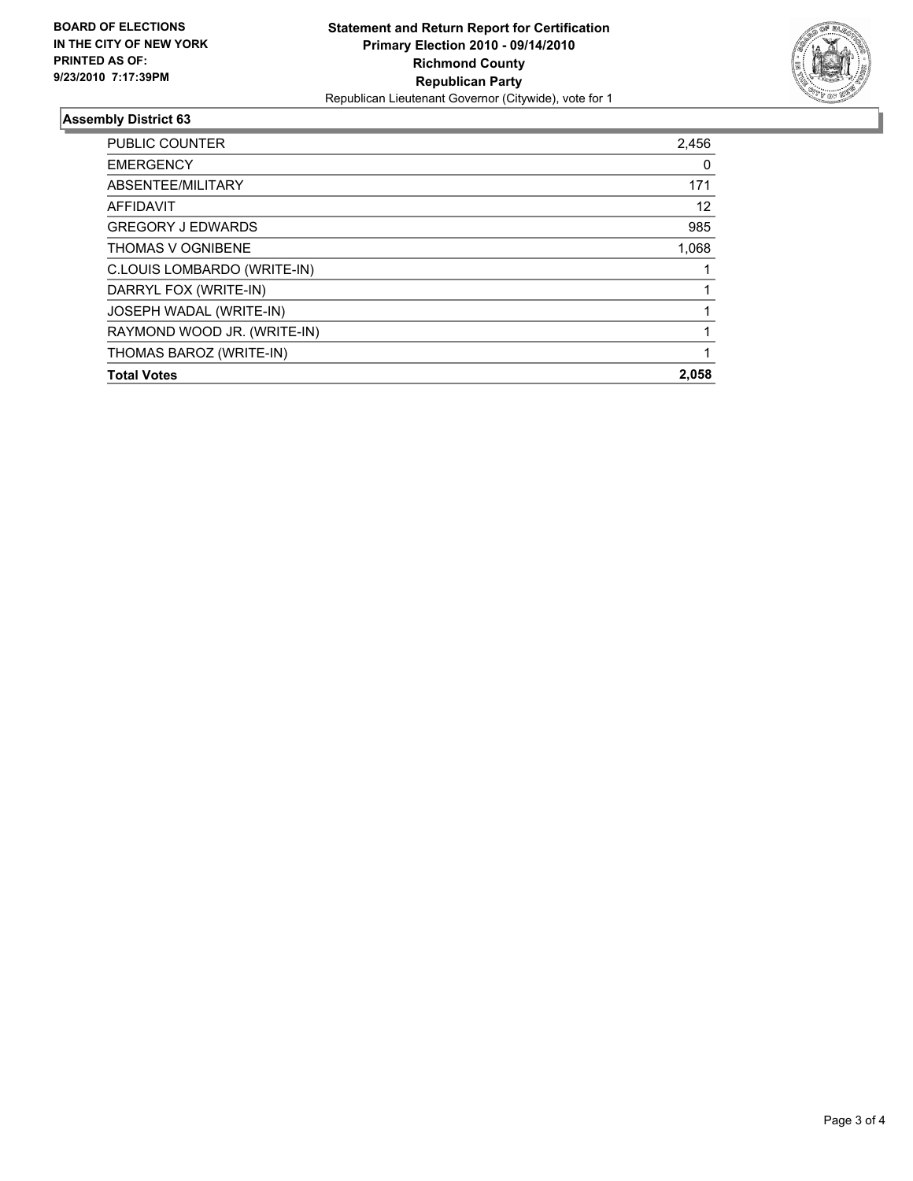**BOARD OF ELECTIONS IN THE CITY OF NEW YORK PRINTED AS OF: 9/23/2010 7:17:39PM**

**Statement and Return Report for Certification**
**Primary Election 2010 - 09/14/2010**
**Richmond County**
**Republican Party**
Republican Lieutenant Governor (Citywide), vote for 1

### Assembly District 63

| | |
|---|---|
| PUBLIC COUNTER | 2,456 |
| EMERGENCY | 0 |
| ABSENTEE/MILITARY | 171 |
| AFFIDAVIT | 12 |
| GREGORY J EDWARDS | 985 |
| THOMAS V OGNIBENE | 1,068 |
| C.LOUIS LOMBARDO (WRITE-IN) | 1 |
| DARRYL FOX (WRITE-IN) | 1 |
| JOSEPH WADAL (WRITE-IN) | 1 |
| RAYMOND WOOD JR. (WRITE-IN) | 1 |
| THOMAS BAROZ (WRITE-IN) | 1 |
| **Total Votes** | **2,058** |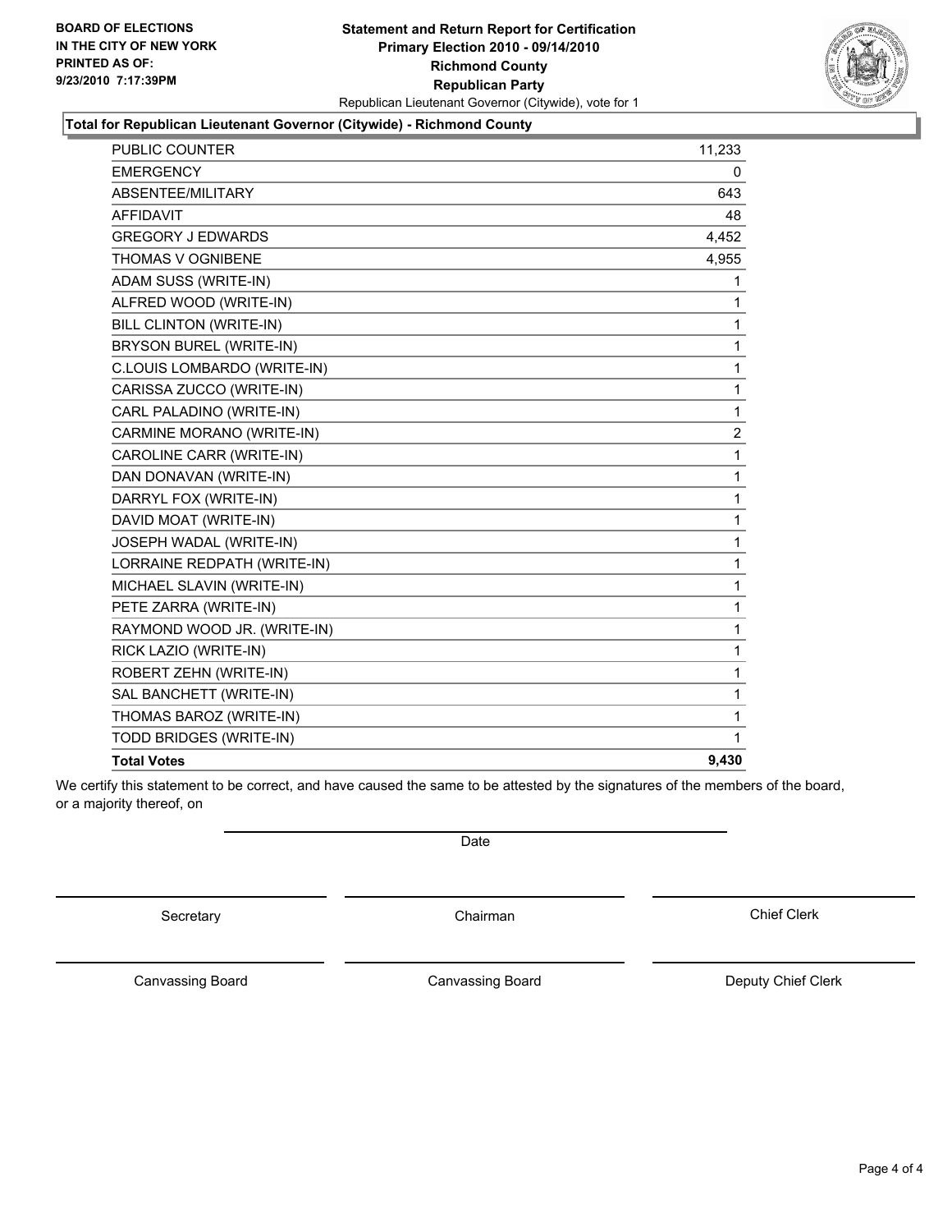**BOARD OF ELECTIONS IN THE CITY OF NEW YORK PRINTED AS OF: 9/23/2010 7:17:39PM**

# Statement and Return Report for Certification
## Primary Election 2010 - 09/14/2010
## Richmond County
## Republican Party

Republican Lieutenant Governor (Citywide), vote for 1

**Total for Republican Lieutenant Governor (Citywide) - Richmond County**

| | |
|---|---|
| PUBLIC COUNTER | 11,233 |
| EMERGENCY | 0 |
| ABSENTEE/MILITARY | 643 |
| AFFIDAVIT | 48 |
| GREGORY J EDWARDS | 4,452 |
| THOMAS V OGNIBENE | 4,955 |
| ADAM SUSS (WRITE-IN) | 1 |
| ALFRED WOOD (WRITE-IN) | 1 |
| BILL CLINTON (WRITE-IN) | 1 |
| BRYSON BUREL (WRITE-IN) | 1 |
| C.LOUIS LOMBARDO (WRITE-IN) | 1 |
| CARISSA ZUCCO (WRITE-IN) | 1 |
| CARL PALADINO (WRITE-IN) | 1 |
| CARMINE MORANO (WRITE-IN) | 2 |
| CAROLINE CARR (WRITE-IN) | 1 |
| DAN DONAVAN (WRITE-IN) | 1 |
| DARRYL FOX (WRITE-IN) | 1 |
| DAVID MOAT (WRITE-IN) | 1 |
| JOSEPH WADAL (WRITE-IN) | 1 |
| LORRAINE REDPATH (WRITE-IN) | 1 |
| MICHAEL SLAVIN (WRITE-IN) | 1 |
| PETE ZARRA (WRITE-IN) | 1 |
| RAYMOND WOOD JR. (WRITE-IN) | 1 |
| RICK LAZIO (WRITE-IN) | 1 |
| ROBERT ZEHN (WRITE-IN) | 1 |
| SAL BANCHETT (WRITE-IN) | 1 |
| THOMAS BAROZ (WRITE-IN) | 1 |
| TODD BRIDGES (WRITE-IN) | 1 |
| **Total Votes** | **9,430** |

We certify this statement to be correct, and have caused the same to be attested by the signatures of the members of the board, or a majority thereof, on

Date

Secretary | Chairman | Chief Clerk

Canvassing Board | Canvassing Board | Deputy Chief Clerk